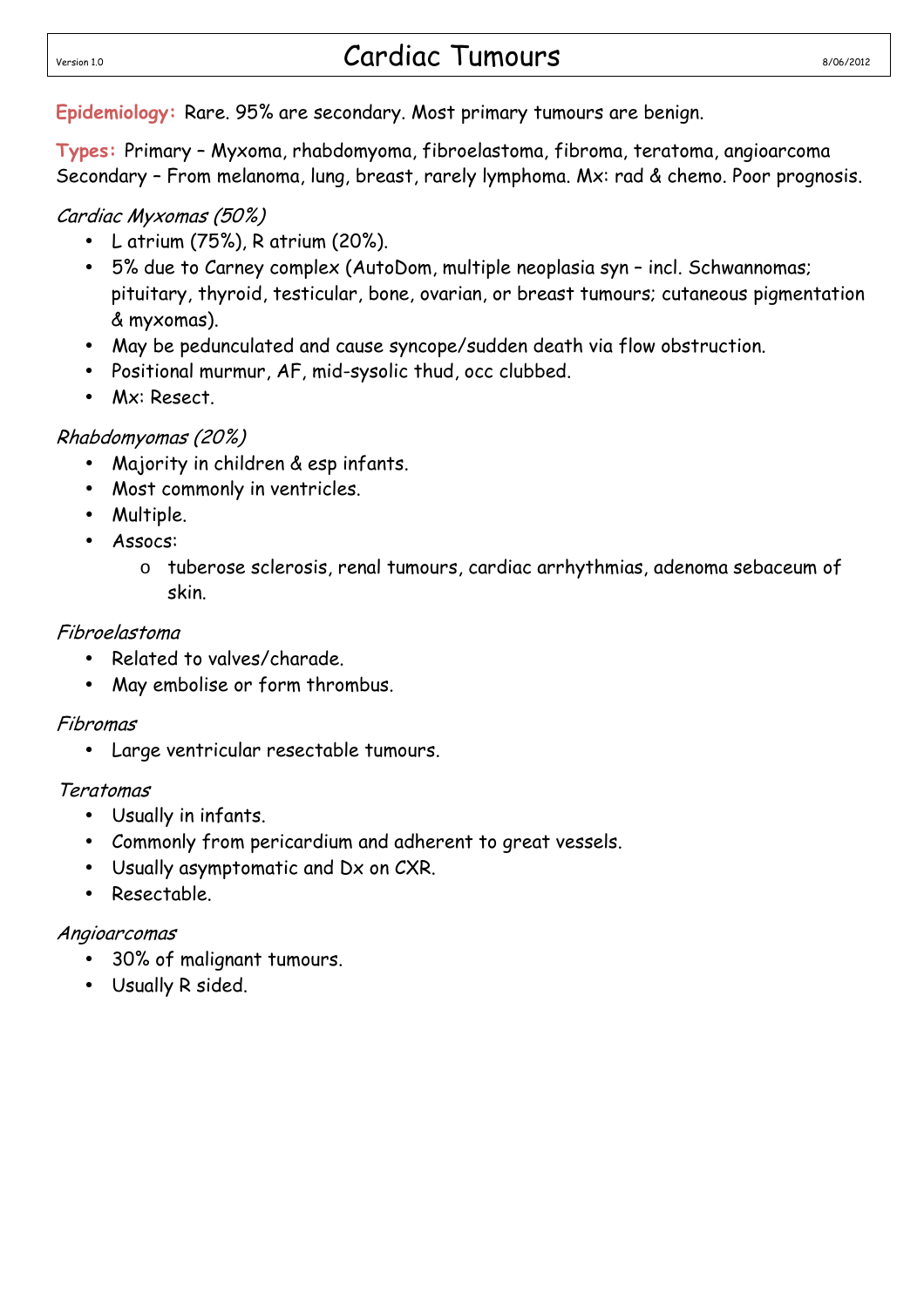# Cardiac Tumours

**Epidemiology:** Rare. 95% are secondary. Most primary tumours are benign.

**Types:** Primary – Myxoma, rhabdomyoma, fibroelastoma, fibroma, teratoma, angioarcoma
Secondary – From melanoma, lung, breast, rarely lymphoma. Mx: rad & chemo. Poor prognosis.

*Cardiac Myxomas (50%)*

- L atrium (75%), R atrium (20%).
- 5% due to Carney complex (AutoDom, multiple neoplasia syn – incl. Schwannomas; pituitary, thyroid, testicular, bone, ovarian, or breast tumours; cutaneous pigmentation & myxomas).
- May be pedunculated and cause syncope/sudden death via flow obstruction.
- Positional murmur, AF, mid-sysolic thud, occ clubbed.
- Mx: Resect.

*Rhabdomyomas (20%)*

- Majority in children & esp infants.
- Most commonly in ventricles.
- Multiple.
- Assocs:
    - tuberose sclerosis, renal tumours, cardiac arrhythmias, adenoma sebaceum of skin.

*Fibroelastoma*

- Related to valves/charade.
- May embolise or form thrombus.

*Fibromas*

- Large ventricular resectable tumours.

*Teratomas*

- Usually in infants.
- Commonly from pericardium and adherent to great vessels.
- Usually asymptomatic and Dx on CXR.
- Resectable.

*Angioarcomas*

- 30% of malignant tumours.
- Usually R sided.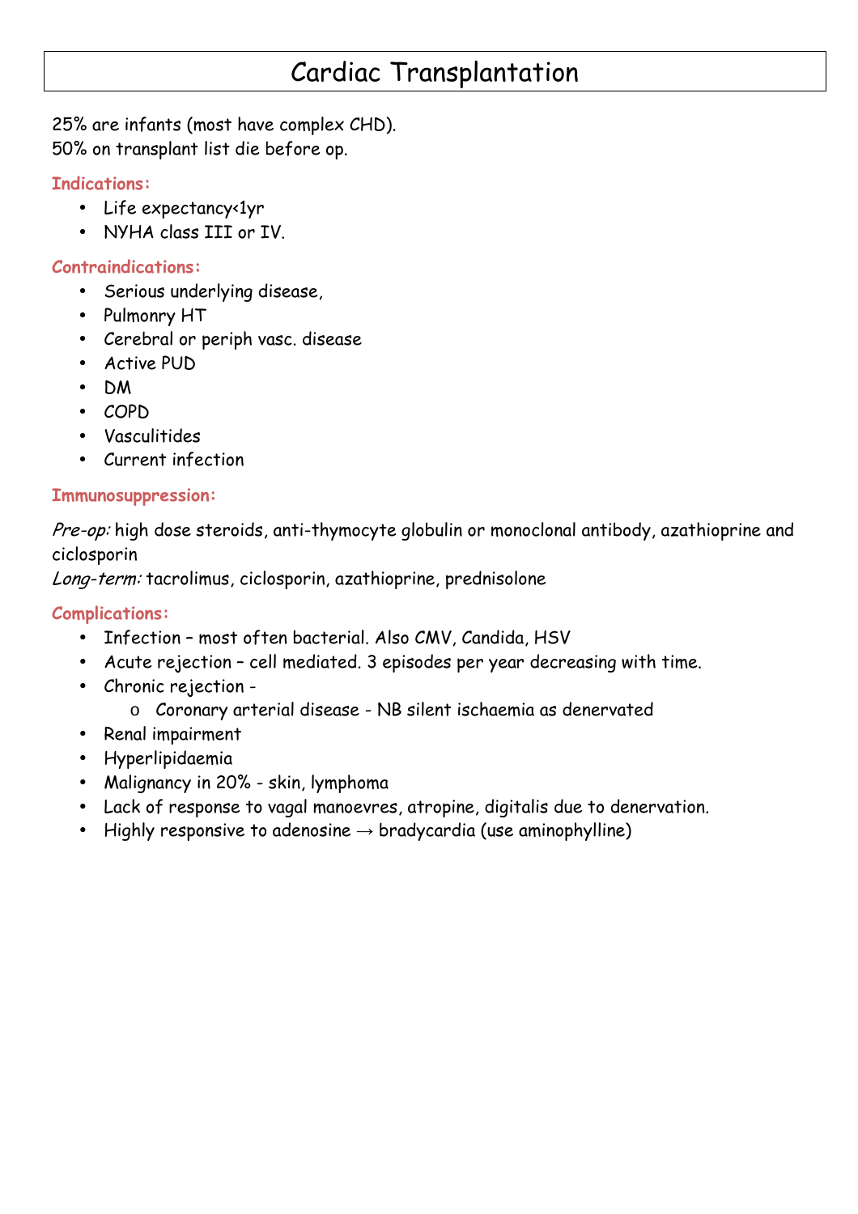# Cardiac Transplantation

25% are infants (most have complex CHD).
50% on transplant list die before op.

**Indications:**

- Life expectancy<1yr
- NYHA class III or IV.

**Contraindications:**

- Serious underlying disease,
- Pulmonry HT
- Cerebral or periph vasc. disease
- Active PUD
- DM
- COPD
- Vasculitides
- Current infection

**Immunosuppression:**

*Pre-op:* high dose steroids, anti-thymocyte globulin or monoclonal antibody, azathioprine and ciclosporin
*Long-term:* tacrolimus, ciclosporin, azathioprine, prednisolone

**Complications:**

- Infection – most often bacterial. Also CMV, Candida, HSV
- Acute rejection – cell mediated. 3 episodes per year decreasing with time.
- Chronic rejection -
  - Coronary arterial disease - NB silent ischaemia as denervated
- Renal impairment
- Hyperlipidaemia
- Malignancy in 20% - skin, lymphoma
- Lack of response to vagal manoevres, atropine, digitalis due to denervation.
- Highly responsive to adenosine → bradycardia (use aminophylline)